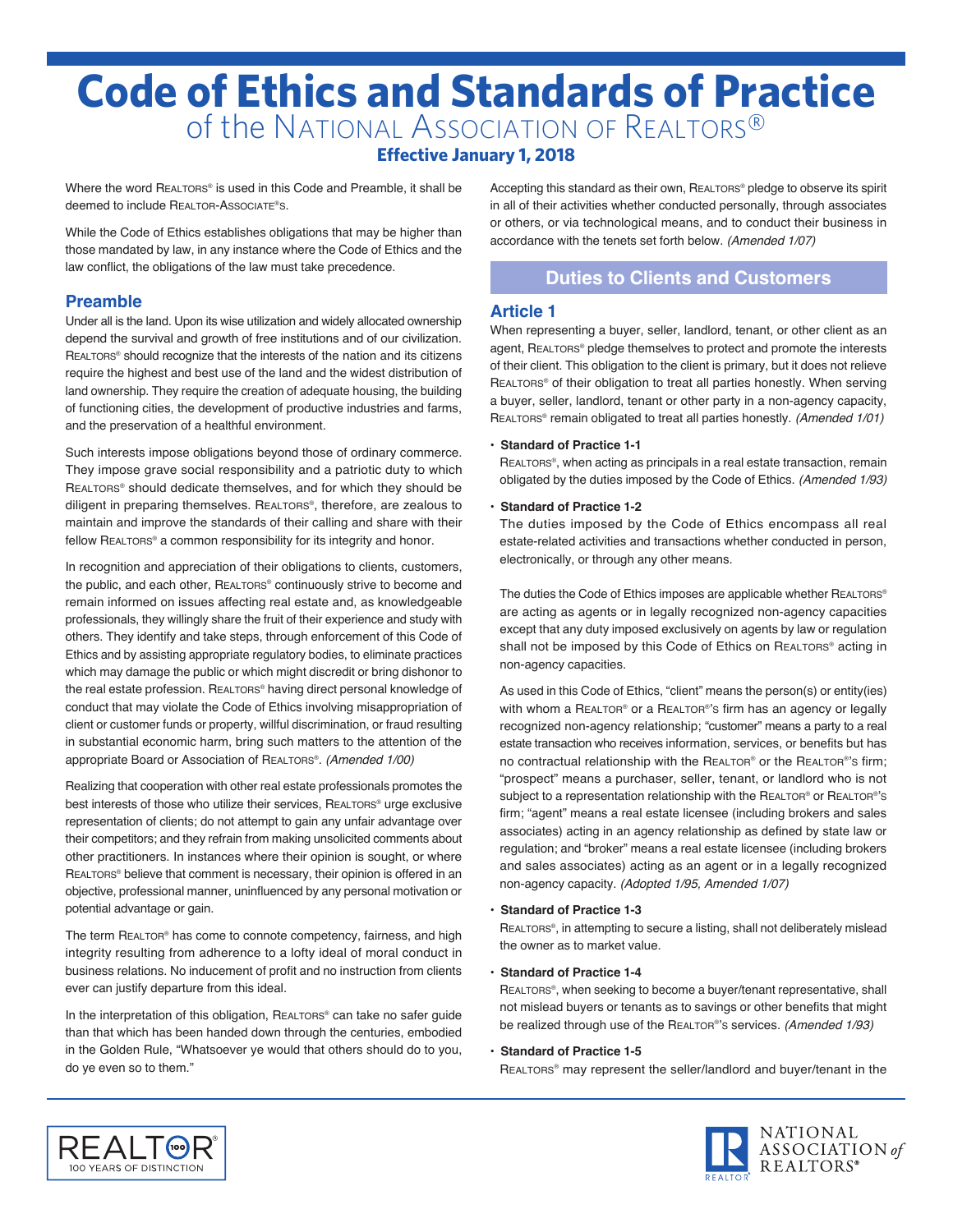# Code of Ethics and Standards of Practice

## of the National Association of Realtors®

**Effective January 1, 2018**

Where the word REALTORS® is used in this Code and Preamble, it shall be deemed to include REALTOR-ASSOCIATE®s.

While the Code of Ethics establishes obligations that may be higher than those mandated by law, in any instance where the Code of Ethics and the law conflict, the obligations of the law must take precedence.

### Preamble

Under all is the land. Upon its wise utilization and widely allocated ownership depend the survival and growth of free institutions and of our civilization. REALTORS® should recognize that the interests of the nation and its citizens require the highest and best use of the land and the widest distribution of land ownership. They require the creation of adequate housing, the building of functioning cities, the development of productive industries and farms, and the preservation of a healthful environment.

Such interests impose obligations beyond those of ordinary commerce. They impose grave social responsibility and a patriotic duty to which REALTORS® should dedicate themselves, and for which they should be diligent in preparing themselves. REALTORS®, therefore, are zealous to maintain and improve the standards of their calling and share with their fellow REALTORS® a common responsibility for its integrity and honor.

In recognition and appreciation of their obligations to clients, customers, the public, and each other, REALTORS® continuously strive to become and remain informed on issues affecting real estate and, as knowledgeable professionals, they willingly share the fruit of their experience and study with others. They identify and take steps, through enforcement of this Code of Ethics and by assisting appropriate regulatory bodies, to eliminate practices which may damage the public or which might discredit or bring dishonor to the real estate profession. REALTORS® having direct personal knowledge of conduct that may violate the Code of Ethics involving misappropriation of client or customer funds or property, willful discrimination, or fraud resulting in substantial economic harm, bring such matters to the attention of the appropriate Board or Association of REALTORS®. *(Amended 1/00)*

Realizing that cooperation with other real estate professionals promotes the best interests of those who utilize their services, REALTORS® urge exclusive representation of clients; do not attempt to gain any unfair advantage over their competitors; and they refrain from making unsolicited comments about other practitioners. In instances where their opinion is sought, or where REALTORS® believe that comment is necessary, their opinion is offered in an objective, professional manner, uninfluenced by any personal motivation or potential advantage or gain.

The term REALTOR® has come to connote competency, fairness, and high integrity resulting from adherence to a lofty ideal of moral conduct in business relations. No inducement of profit and no instruction from clients ever can justify departure from this ideal.

In the interpretation of this obligation, REALTORS® can take no safer guide than that which has been handed down through the centuries, embodied in the Golden Rule, "Whatsoever ye would that others should do to you, do ye even so to them."

Accepting this standard as their own, REALTORS® pledge to observe its spirit in all of their activities whether conducted personally, through associates or others, or via technological means, and to conduct their business in accordance with the tenets set forth below. *(Amended 1/07)*

## Duties to Clients and Customers

### Article 1

When representing a buyer, seller, landlord, tenant, or other client as an agent, REALTORS® pledge themselves to protect and promote the interests of their client. This obligation to the client is primary, but it does not relieve REALTORS® of their obligation to treat all parties honestly. When serving a buyer, seller, landlord, tenant or other party in a non-agency capacity, REALTORS® remain obligated to treat all parties honestly. *(Amended 1/01)*

- **Standard of Practice 1-1**

  REALTORS®, when acting as principals in a real estate transaction, remain obligated by the duties imposed by the Code of Ethics. *(Amended 1/93)*

- **Standard of Practice 1-2**

  The duties imposed by the Code of Ethics encompass all real estate-related activities and transactions whether conducted in person, electronically, or through any other means.

  The duties the Code of Ethics imposes are applicable whether REALTORS® are acting as agents or in legally recognized non-agency capacities except that any duty imposed exclusively on agents by law or regulation shall not be imposed by this Code of Ethics on REALTORS® acting in non-agency capacities.

  As used in this Code of Ethics, "client" means the person(s) or entity(ies) with whom a REALTOR® or a REALTOR®'s firm has an agency or legally recognized non-agency relationship; "customer" means a party to a real estate transaction who receives information, services, or benefits but has no contractual relationship with the REALTOR® or the REALTOR®'s firm; "prospect" means a purchaser, seller, tenant, or landlord who is not subject to a representation relationship with the REALTOR® or REALTOR®'s firm; "agent" means a real estate licensee (including brokers and sales associates) acting in an agency relationship as defined by state law or regulation; and "broker" means a real estate licensee (including brokers and sales associates) acting as an agent or in a legally recognized non-agency capacity. *(Adopted 1/95, Amended 1/07)*

- **Standard of Practice 1-3**

  REALTORS®, in attempting to secure a listing, shall not deliberately mislead the owner as to market value.

- **Standard of Practice 1-4**

  REALTORS®, when seeking to become a buyer/tenant representative, shall not mislead buyers or tenants as to savings or other benefits that might be realized through use of the REALTOR®'s services. *(Amended 1/93)*

- **Standard of Practice 1-5**

  REALTORS® may represent the seller/landlord and buyer/tenant in the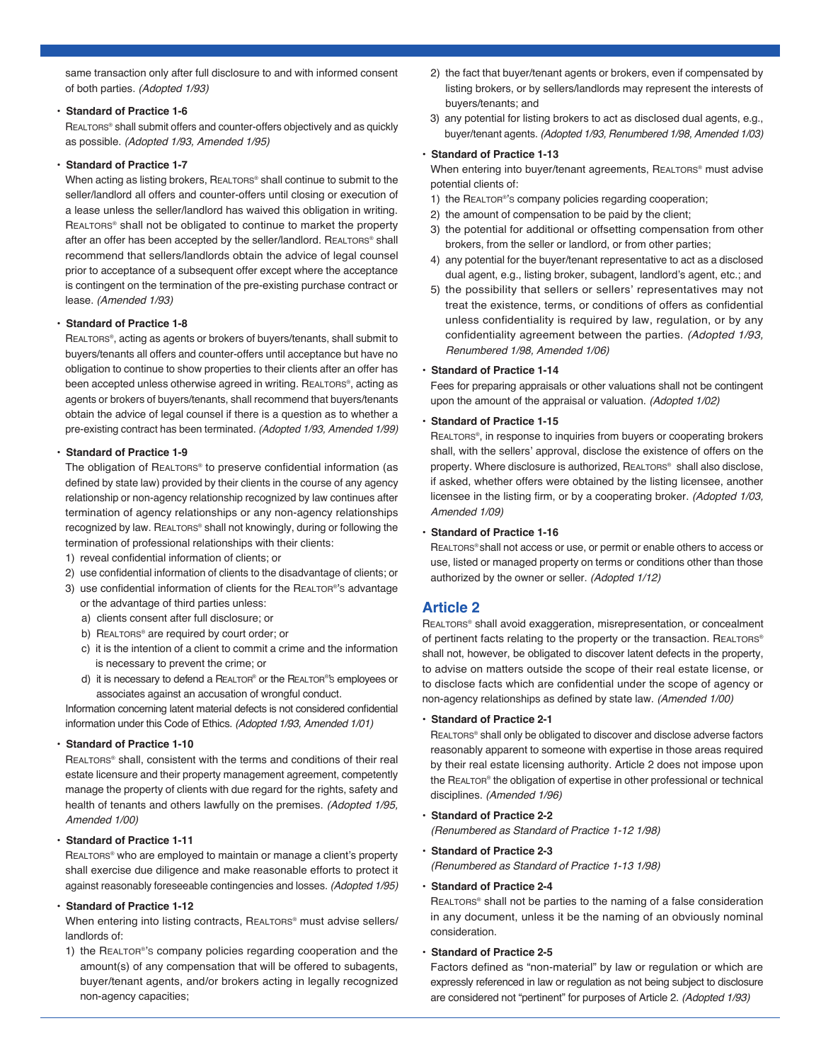same transaction only after full disclosure to and with informed consent of both parties. *(Adopted 1/93)*

- **Standard of Practice 1-6**

REALTORS® shall submit offers and counter-offers objectively and as quickly as possible. *(Adopted 1/93, Amended 1/95)*

- **Standard of Practice 1-7**

When acting as listing brokers, REALTORS® shall continue to submit to the seller/landlord all offers and counter-offers until closing or execution of a lease unless the seller/landlord has waived this obligation in writing. REALTORS® shall not be obligated to continue to market the property after an offer has been accepted by the seller/landlord. REALTORS® shall recommend that sellers/landlords obtain the advice of legal counsel prior to acceptance of a subsequent offer except where the acceptance is contingent on the termination of the pre-existing purchase contract or lease. *(Amended 1/93)*

- **Standard of Practice 1-8**

REALTORS®, acting as agents or brokers of buyers/tenants, shall submit to buyers/tenants all offers and counter-offers until acceptance but have no obligation to continue to show properties to their clients after an offer has been accepted unless otherwise agreed in writing. REALTORS®, acting as agents or brokers of buyers/tenants, shall recommend that buyers/tenants obtain the advice of legal counsel if there is a question as to whether a pre-existing contract has been terminated. *(Adopted 1/93, Amended 1/99)*

- **Standard of Practice 1-9**

The obligation of REALTORS® to preserve confidential information (as defined by state law) provided by their clients in the course of any agency relationship or non-agency relationship recognized by law continues after termination of agency relationships or any non-agency relationships recognized by law. REALTORS® shall not knowingly, during or following the termination of professional relationships with their clients:

1) reveal confidential information of clients; or
2) use confidential information of clients to the disadvantage of clients; or
3) use confidential information of clients for the REALTOR®'s advantage or the advantage of third parties unless:
   a) clients consent after full disclosure; or
   b) REALTORS® are required by court order; or
   c) it is the intention of a client to commit a crime and the information is necessary to prevent the crime; or
   d) it is necessary to defend a REALTOR® or the REALTOR®'s employees or associates against an accusation of wrongful conduct.

Information concerning latent material defects is not considered confidential information under this Code of Ethics. *(Adopted 1/93, Amended 1/01)*

- **Standard of Practice 1-10**

REALTORS® shall, consistent with the terms and conditions of their real estate licensure and their property management agreement, competently manage the property of clients with due regard for the rights, safety and health of tenants and others lawfully on the premises. *(Adopted 1/95, Amended 1/00)*

- **Standard of Practice 1-11**

REALTORS® who are employed to maintain or manage a client's property shall exercise due diligence and make reasonable efforts to protect it against reasonably foreseeable contingencies and losses. *(Adopted 1/95)*

- **Standard of Practice 1-12**

When entering into listing contracts, REALTORS® must advise sellers/landlords of:

1) the REALTOR®'s company policies regarding cooperation and the amount(s) of any compensation that will be offered to subagents, buyer/tenant agents, and/or brokers acting in legally recognized non-agency capacities;
2) the fact that buyer/tenant agents or brokers, even if compensated by listing brokers, or by sellers/landlords may represent the interests of buyers/tenants; and
3) any potential for listing brokers to act as disclosed dual agents, e.g., buyer/tenant agents. *(Adopted 1/93, Renumbered 1/98, Amended 1/03)*

- **Standard of Practice 1-13**

When entering into buyer/tenant agreements, REALTORS® must advise potential clients of:

1) the REALTOR®'s company policies regarding cooperation;
2) the amount of compensation to be paid by the client;
3) the potential for additional or offsetting compensation from other brokers, from the seller or landlord, or from other parties;
4) any potential for the buyer/tenant representative to act as a disclosed dual agent, e.g., listing broker, subagent, landlord's agent, etc.; and
5) the possibility that sellers or sellers' representatives may not treat the existence, terms, or conditions of offers as confidential unless confidentiality is required by law, regulation, or by any confidentiality agreement between the parties. *(Adopted 1/93, Renumbered 1/98, Amended 1/06)*

- **Standard of Practice 1-14**

Fees for preparing appraisals or other valuations shall not be contingent upon the amount of the appraisal or valuation. *(Adopted 1/02)*

- **Standard of Practice 1-15**

REALTORS®, in response to inquiries from buyers or cooperating brokers shall, with the sellers' approval, disclose the existence of offers on the property. Where disclosure is authorized, REALTORS® shall also disclose, if asked, whether offers were obtained by the listing licensee, another licensee in the listing firm, or by a cooperating broker. *(Adopted 1/03, Amended 1/09)*

- **Standard of Practice 1-16**

REALTORS® shall not access or use, or permit or enable others to access or use, listed or managed property on terms or conditions other than those authorized by the owner or seller. *(Adopted 1/12)*

## Article 2

REALTORS® shall avoid exaggeration, misrepresentation, or concealment of pertinent facts relating to the property or the transaction. REALTORS® shall not, however, be obligated to discover latent defects in the property, to advise on matters outside the scope of their real estate license, or to disclose facts which are confidential under the scope of agency or non-agency relationships as defined by state law. *(Amended 1/00)*

- **Standard of Practice 2-1**

REALTORS® shall only be obligated to discover and disclose adverse factors reasonably apparent to someone with expertise in those areas required by their real estate licensing authority. Article 2 does not impose upon the REALTOR® the obligation of expertise in other professional or technical disciplines. *(Amended 1/96)*

- **Standard of Practice 2-2**

*(Renumbered as Standard of Practice 1-12 1/98)*

- **Standard of Practice 2-3**

*(Renumbered as Standard of Practice 1-13 1/98)*

- **Standard of Practice 2-4**

REALTORS® shall not be parties to the naming of a false consideration in any document, unless it be the naming of an obviously nominal consideration.

- **Standard of Practice 2-5**

Factors defined as "non-material" by law or regulation or which are expressly referenced in law or regulation as not being subject to disclosure are considered not "pertinent" for purposes of Article 2. *(Adopted 1/93)*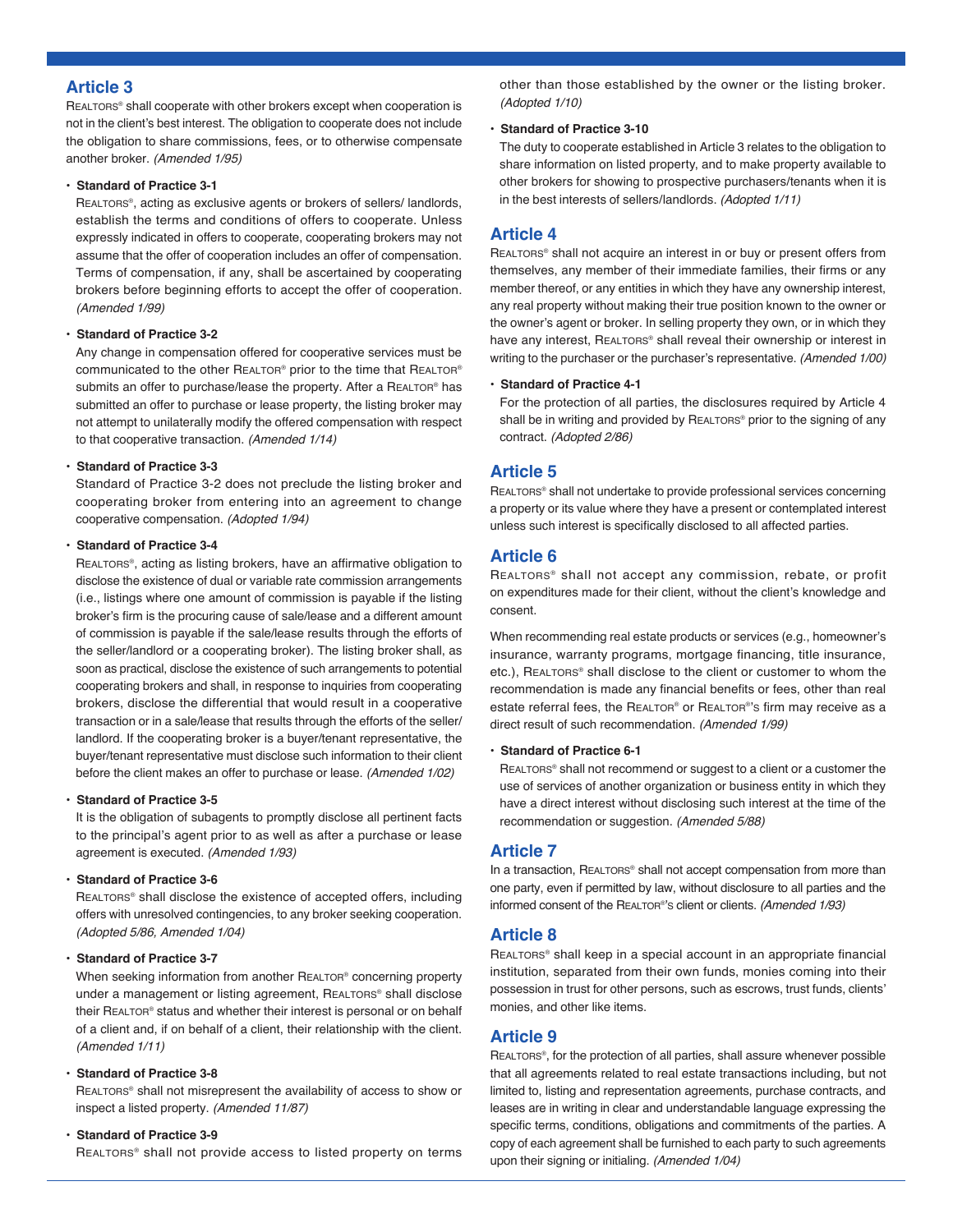## Article 3

REALTORS® shall cooperate with other brokers except when cooperation is not in the client's best interest. The obligation to cooperate does not include the obligation to share commissions, fees, or to otherwise compensate another broker. *(Amended 1/95)*

- **Standard of Practice 3-1**
  REALTORS®, acting as exclusive agents or brokers of sellers/ landlords, establish the terms and conditions of offers to cooperate. Unless expressly indicated in offers to cooperate, cooperating brokers may not assume that the offer of cooperation includes an offer of compensation. Terms of compensation, if any, shall be ascertained by cooperating brokers before beginning efforts to accept the offer of cooperation. *(Amended 1/99)*

- **Standard of Practice 3-2**
  Any change in compensation offered for cooperative services must be communicated to the other REALTOR® prior to the time that REALTOR® submits an offer to purchase/lease the property. After a REALTOR® has submitted an offer to purchase or lease property, the listing broker may not attempt to unilaterally modify the offered compensation with respect to that cooperative transaction. *(Amended 1/14)*

- **Standard of Practice 3-3**
  Standard of Practice 3-2 does not preclude the listing broker and cooperating broker from entering into an agreement to change cooperative compensation. *(Adopted 1/94)*

- **Standard of Practice 3-4**
  REALTORS®, acting as listing brokers, have an affirmative obligation to disclose the existence of dual or variable rate commission arrangements (i.e., listings where one amount of commission is payable if the listing broker's firm is the procuring cause of sale/lease and a different amount of commission is payable if the sale/lease results through the efforts of the seller/landlord or a cooperating broker). The listing broker shall, as soon as practical, disclose the existence of such arrangements to potential cooperating brokers and shall, in response to inquiries from cooperating brokers, disclose the differential that would result in a cooperative transaction or in a sale/lease that results through the efforts of the seller/landlord. If the cooperating broker is a buyer/tenant representative, the buyer/tenant representative must disclose such information to their client before the client makes an offer to purchase or lease. *(Amended 1/02)*

- **Standard of Practice 3-5**
  It is the obligation of subagents to promptly disclose all pertinent facts to the principal's agent prior to as well as after a purchase or lease agreement is executed. *(Amended 1/93)*

- **Standard of Practice 3-6**
  REALTORS® shall disclose the existence of accepted offers, including offers with unresolved contingencies, to any broker seeking cooperation. *(Adopted 5/86, Amended 1/04)*

- **Standard of Practice 3-7**
  When seeking information from another REALTOR® concerning property under a management or listing agreement, REALTORS® shall disclose their REALTOR® status and whether their interest is personal or on behalf of a client and, if on behalf of a client, their relationship with the client. *(Amended 1/11)*

- **Standard of Practice 3-8**
  REALTORS® shall not misrepresent the availability of access to show or inspect a listed property. *(Amended 11/87)*

- **Standard of Practice 3-9**
  REALTORS® shall not provide access to listed property on terms other than those established by the owner or the listing broker. *(Adopted 1/10)*

- **Standard of Practice 3-10**
  The duty to cooperate established in Article 3 relates to the obligation to share information on listed property, and to make property available to other brokers for showing to prospective purchasers/tenants when it is in the best interests of sellers/landlords. *(Adopted 1/11)*

## Article 4

REALTORS® shall not acquire an interest in or buy or present offers from themselves, any member of their immediate families, their firms or any member thereof, or any entities in which they have any ownership interest, any real property without making their true position known to the owner or the owner's agent or broker. In selling property they own, or in which they have any interest, REALTORS® shall reveal their ownership or interest in writing to the purchaser or the purchaser's representative. *(Amended 1/00)*

- **Standard of Practice 4-1**
  For the protection of all parties, the disclosures required by Article 4 shall be in writing and provided by REALTORS® prior to the signing of any contract. *(Adopted 2/86)*

## Article 5

REALTORS® shall not undertake to provide professional services concerning a property or its value where they have a present or contemplated interest unless such interest is specifically disclosed to all affected parties.

## Article 6

REALTORS® shall not accept any commission, rebate, or profit on expenditures made for their client, without the client's knowledge and consent.

When recommending real estate products or services (e.g., homeowner's insurance, warranty programs, mortgage financing, title insurance, etc.), REALTORS® shall disclose to the client or customer to whom the recommendation is made any financial benefits or fees, other than real estate referral fees, the REALTOR® or REALTOR®'s firm may receive as a direct result of such recommendation. *(Amended 1/99)*

- **Standard of Practice 6-1**
  REALTORS® shall not recommend or suggest to a client or a customer the use of services of another organization or business entity in which they have a direct interest without disclosing such interest at the time of the recommendation or suggestion. *(Amended 5/88)*

## Article 7

In a transaction, REALTORS® shall not accept compensation from more than one party, even if permitted by law, without disclosure to all parties and the informed consent of the REALTOR®'s client or clients. *(Amended 1/93)*

## Article 8

REALTORS® shall keep in a special account in an appropriate financial institution, separated from their own funds, monies coming into their possession in trust for other persons, such as escrows, trust funds, clients' monies, and other like items.

## Article 9

REALTORS®, for the protection of all parties, shall assure whenever possible that all agreements related to real estate transactions including, but not limited to, listing and representation agreements, purchase contracts, and leases are in writing in clear and understandable language expressing the specific terms, conditions, obligations and commitments of the parties. A copy of each agreement shall be furnished to each party to such agreements upon their signing or initialing. *(Amended 1/04)*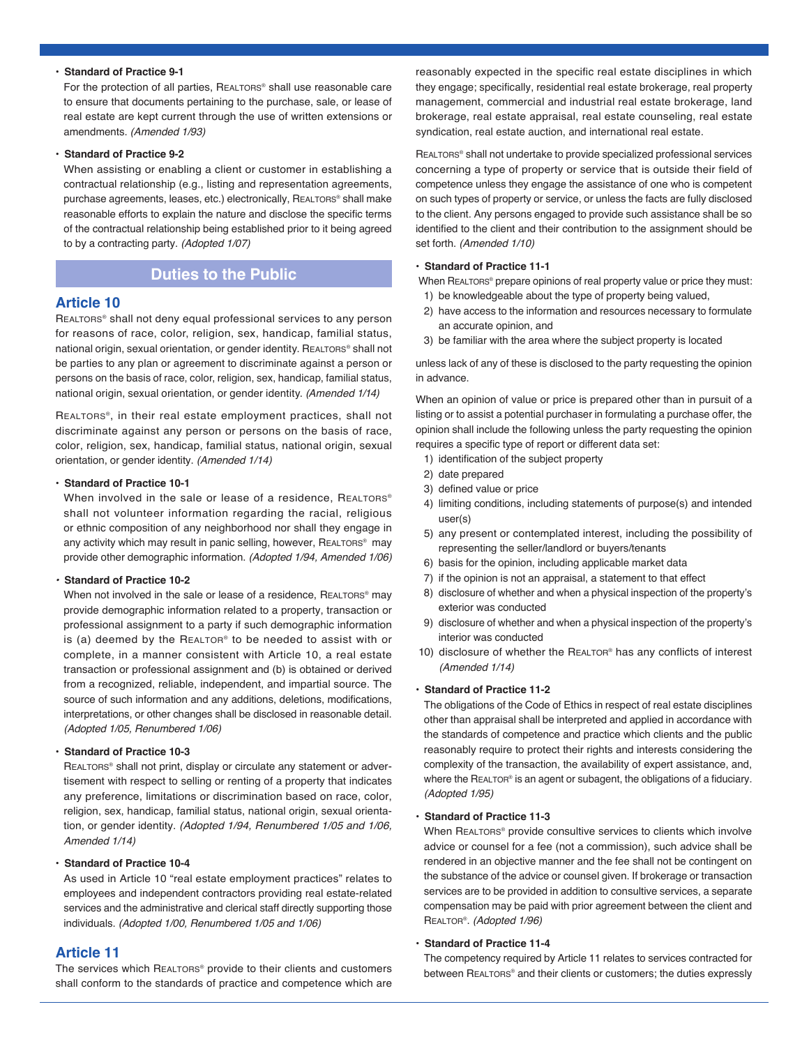- **Standard of Practice 9-1**

  For the protection of all parties, REALTORS® shall use reasonable care to ensure that documents pertaining to the purchase, sale, or lease of real estate are kept current through the use of written extensions or amendments. *(Amended 1/93)*

- **Standard of Practice 9-2**

  When assisting or enabling a client or customer in establishing a contractual relationship (e.g., listing and representation agreements, purchase agreements, leases, etc.) electronically, REALTORS® shall make reasonable efforts to explain the nature and disclose the specific terms of the contractual relationship being established prior to it being agreed to by a contracting party. *(Adopted 1/07)*

## Duties to the Public

### Article 10

REALTORS® shall not deny equal professional services to any person for reasons of race, color, religion, sex, handicap, familial status, national origin, sexual orientation, or gender identity. REALTORS® shall not be parties to any plan or agreement to discriminate against a person or persons on the basis of race, color, religion, sex, handicap, familial status, national origin, sexual orientation, or gender identity. *(Amended 1/14)*

REALTORS®, in their real estate employment practices, shall not discriminate against any person or persons on the basis of race, color, religion, sex, handicap, familial status, national origin, sexual orientation, or gender identity. *(Amended 1/14)*

- **Standard of Practice 10-1**

  When involved in the sale or lease of a residence, REALTORS® shall not volunteer information regarding the racial, religious or ethnic composition of any neighborhood nor shall they engage in any activity which may result in panic selling, however, REALTORS® may provide other demographic information. *(Adopted 1/94, Amended 1/06)*

- **Standard of Practice 10-2**

  When not involved in the sale or lease of a residence, REALTORS® may provide demographic information related to a property, transaction or professional assignment to a party if such demographic information is (a) deemed by the REALTOR® to be needed to assist with or complete, in a manner consistent with Article 10, a real estate transaction or professional assignment and (b) is obtained or derived from a recognized, reliable, independent, and impartial source. The source of such information and any additions, deletions, modifications, interpretations, or other changes shall be disclosed in reasonable detail. *(Adopted 1/05, Renumbered 1/06)*

- **Standard of Practice 10-3**

  REALTORS® shall not print, display or circulate any statement or advertisement with respect to selling or renting of a property that indicates any preference, limitations or discrimination based on race, color, religion, sex, handicap, familial status, national origin, sexual orientation, or gender identity. *(Adopted 1/94, Renumbered 1/05 and 1/06, Amended 1/14)*

- **Standard of Practice 10-4**

  As used in Article 10 "real estate employment practices" relates to employees and independent contractors providing real estate-related services and the administrative and clerical staff directly supporting those individuals. *(Adopted 1/00, Renumbered 1/05 and 1/06)*

### Article 11

The services which REALTORS® provide to their clients and customers shall conform to the standards of practice and competence which are reasonably expected in the specific real estate disciplines in which they engage; specifically, residential real estate brokerage, real property management, commercial and industrial real estate brokerage, land brokerage, real estate appraisal, real estate counseling, real estate syndication, real estate auction, and international real estate.

REALTORS® shall not undertake to provide specialized professional services concerning a type of property or service that is outside their field of competence unless they engage the assistance of one who is competent on such types of property or service, or unless the facts are fully disclosed to the client. Any persons engaged to provide such assistance shall be so identified to the client and their contribution to the assignment should be set forth. *(Amended 1/10)*

- **Standard of Practice 11-1**

  When REALTORS® prepare opinions of real property value or price they must:

  1) be knowledgeable about the type of property being valued,
  2) have access to the information and resources necessary to formulate an accurate opinion, and
  3) be familiar with the area where the subject property is located

  unless lack of any of these is disclosed to the party requesting the opinion in advance.

  When an opinion of value or price is prepared other than in pursuit of a listing or to assist a potential purchaser in formulating a purchase offer, the opinion shall include the following unless the party requesting the opinion requires a specific type of report or different data set:

  1) identification of the subject property
  2) date prepared
  3) defined value or price
  4) limiting conditions, including statements of purpose(s) and intended user(s)
  5) any present or contemplated interest, including the possibility of representing the seller/landlord or buyers/tenants
  6) basis for the opinion, including applicable market data
  7) if the opinion is not an appraisal, a statement to that effect
  8) disclosure of whether and when a physical inspection of the property's exterior was conducted
  9) disclosure of whether and when a physical inspection of the property's interior was conducted
  10) disclosure of whether the REALTOR® has any conflicts of interest *(Amended 1/14)*

- **Standard of Practice 11-2**

  The obligations of the Code of Ethics in respect of real estate disciplines other than appraisal shall be interpreted and applied in accordance with the standards of competence and practice which clients and the public reasonably require to protect their rights and interests considering the complexity of the transaction, the availability of expert assistance, and, where the REALTOR® is an agent or subagent, the obligations of a fiduciary. *(Adopted 1/95)*

- **Standard of Practice 11-3**

  When REALTORS® provide consultive services to clients which involve advice or counsel for a fee (not a commission), such advice shall be rendered in an objective manner and the fee shall not be contingent on the substance of the advice or counsel given. If brokerage or transaction services are to be provided in addition to consultive services, a separate compensation may be paid with prior agreement between the client and REALTOR®. *(Adopted 1/96)*

- **Standard of Practice 11-4**

  The competency required by Article 11 relates to services contracted for between REALTORS® and their clients or customers; the duties expressly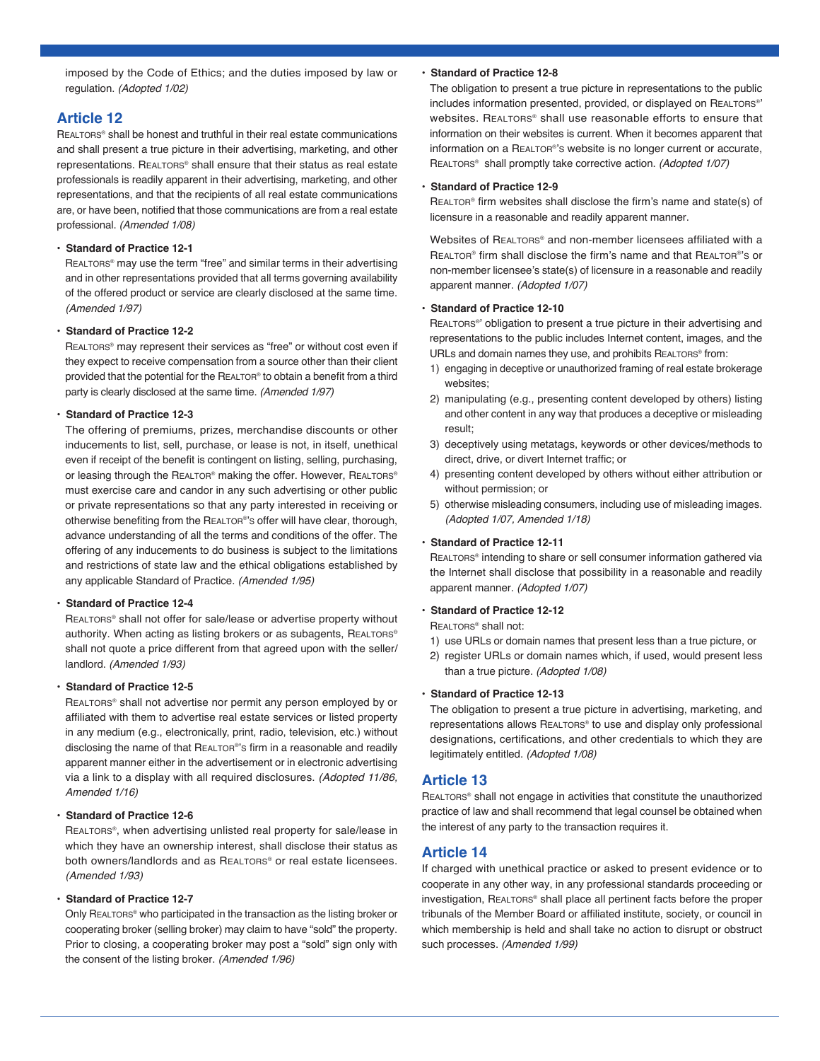imposed by the Code of Ethics; and the duties imposed by law or regulation. *(Adopted 1/02)*

## Article 12

REALTORS® shall be honest and truthful in their real estate communications and shall present a true picture in their advertising, marketing, and other representations. REALTORS® shall ensure that their status as real estate professionals is readily apparent in their advertising, marketing, and other representations, and that the recipients of all real estate communications are, or have been, notified that those communications are from a real estate professional. *(Amended 1/08)*

- **Standard of Practice 12-1**

  REALTORS® may use the term "free" and similar terms in their advertising and in other representations provided that all terms governing availability of the offered product or service are clearly disclosed at the same time. *(Amended 1/97)*

- **Standard of Practice 12-2**

  REALTORS® may represent their services as "free" or without cost even if they expect to receive compensation from a source other than their client provided that the potential for the REALTOR® to obtain a benefit from a third party is clearly disclosed at the same time. *(Amended 1/97)*

- **Standard of Practice 12-3**

  The offering of premiums, prizes, merchandise discounts or other inducements to list, sell, purchase, or lease is not, in itself, unethical even if receipt of the benefit is contingent on listing, selling, purchasing, or leasing through the REALTOR® making the offer. However, REALTORS® must exercise care and candor in any such advertising or other public or private representations so that any party interested in receiving or otherwise benefiting from the REALTOR®'s offer will have clear, thorough, advance understanding of all the terms and conditions of the offer. The offering of any inducements to do business is subject to the limitations and restrictions of state law and the ethical obligations established by any applicable Standard of Practice. *(Amended 1/95)*

- **Standard of Practice 12-4**

  REALTORS® shall not offer for sale/lease or advertise property without authority. When acting as listing brokers or as subagents, REALTORS® shall not quote a price different from that agreed upon with the seller/landlord. *(Amended 1/93)*

- **Standard of Practice 12-5**

  REALTORS® shall not advertise nor permit any person employed by or affiliated with them to advertise real estate services or listed property in any medium (e.g., electronically, print, radio, television, etc.) without disclosing the name of that REALTOR®'s firm in a reasonable and readily apparent manner either in the advertisement or in electronic advertising via a link to a display with all required disclosures. *(Adopted 11/86, Amended 1/16)*

- **Standard of Practice 12-6**

  REALTORS®, when advertising unlisted real property for sale/lease in which they have an ownership interest, shall disclose their status as both owners/landlords and as REALTORS® or real estate licensees. *(Amended 1/93)*

- **Standard of Practice 12-7**

  Only REALTORS® who participated in the transaction as the listing broker or cooperating broker (selling broker) may claim to have "sold" the property. Prior to closing, a cooperating broker may post a "sold" sign only with the consent of the listing broker. *(Amended 1/96)*

- **Standard of Practice 12-8**

  The obligation to present a true picture in representations to the public includes information presented, provided, or displayed on REALTORS®' websites. REALTORS® shall use reasonable efforts to ensure that information on their websites is current. When it becomes apparent that information on a REALTOR®'s website is no longer current or accurate, REALTORS® shall promptly take corrective action. *(Adopted 1/07)*

- **Standard of Practice 12-9**

  REALTOR® firm websites shall disclose the firm's name and state(s) of licensure in a reasonable and readily apparent manner.

  Websites of REALTORS® and non-member licensees affiliated with a REALTOR® firm shall disclose the firm's name and that REALTOR®'s or non-member licensee's state(s) of licensure in a reasonable and readily apparent manner. *(Adopted 1/07)*

- **Standard of Practice 12-10**

  REALTORS®' obligation to present a true picture in their advertising and representations to the public includes Internet content, images, and the URLs and domain names they use, and prohibits REALTORS® from:

  1) engaging in deceptive or unauthorized framing of real estate brokerage websites;
  2) manipulating (e.g., presenting content developed by others) listing and other content in any way that produces a deceptive or misleading result;
  3) deceptively using metatags, keywords or other devices/methods to direct, drive, or divert Internet traffic; or
  4) presenting content developed by others without either attribution or without permission; or
  5) otherwise misleading consumers, including use of misleading images. *(Adopted 1/07, Amended 1/18)*

- **Standard of Practice 12-11**

  REALTORS® intending to share or sell consumer information gathered via the Internet shall disclose that possibility in a reasonable and readily apparent manner. *(Adopted 1/07)*

- **Standard of Practice 12-12**

  REALTORS® shall not:

  1) use URLs or domain names that present less than a true picture, or
  2) register URLs or domain names which, if used, would present less than a true picture. *(Adopted 1/08)*

- **Standard of Practice 12-13**

  The obligation to present a true picture in advertising, marketing, and representations allows REALTORS® to use and display only professional designations, certifications, and other credentials to which they are legitimately entitled. *(Adopted 1/08)*

## Article 13

REALTORS® shall not engage in activities that constitute the unauthorized practice of law and shall recommend that legal counsel be obtained when the interest of any party to the transaction requires it.

## Article 14

If charged with unethical practice or asked to present evidence or to cooperate in any other way, in any professional standards proceeding or investigation, REALTORS® shall place all pertinent facts before the proper tribunals of the Member Board or affiliated institute, society, or council in which membership is held and shall take no action to disrupt or obstruct such processes. *(Amended 1/99)*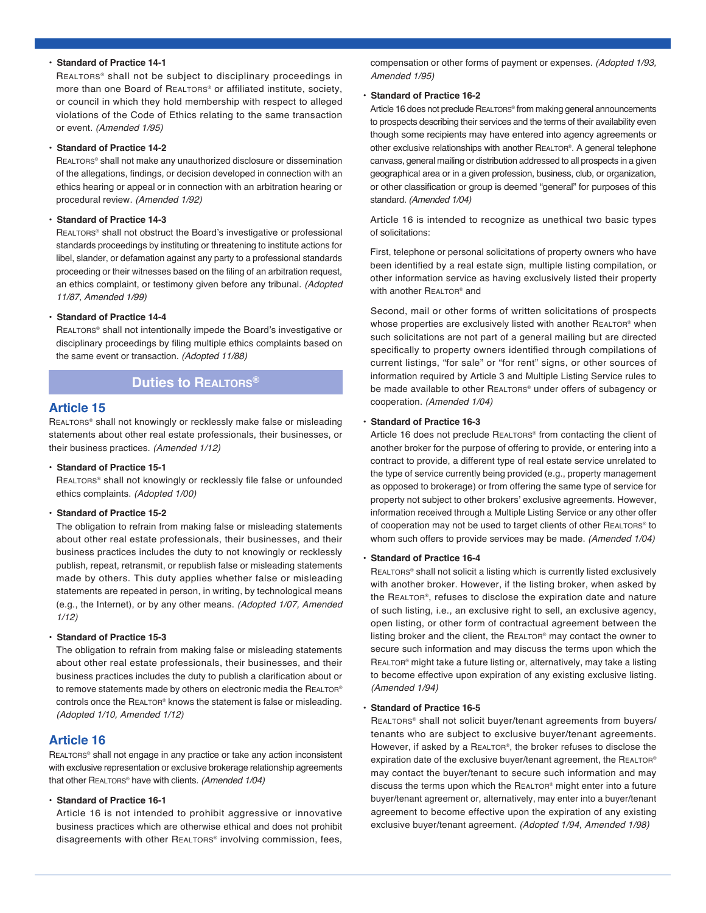- **Standard of Practice 14-1**

  REALTORS® shall not be subject to disciplinary proceedings in more than one Board of REALTORS® or affiliated institute, society, or council in which they hold membership with respect to alleged violations of the Code of Ethics relating to the same transaction or event. *(Amended 1/95)*

- **Standard of Practice 14-2**

  REALTORS® shall not make any unauthorized disclosure or dissemination of the allegations, findings, or decision developed in connection with an ethics hearing or appeal or in connection with an arbitration hearing or procedural review. *(Amended 1/92)*

- **Standard of Practice 14-3**

  REALTORS® shall not obstruct the Board's investigative or professional standards proceedings by instituting or threatening to institute actions for libel, slander, or defamation against any party to a professional standards proceeding or their witnesses based on the filing of an arbitration request, an ethics complaint, or testimony given before any tribunal. *(Adopted 11/87, Amended 1/99)*

- **Standard of Practice 14-4**

  REALTORS® shall not intentionally impede the Board's investigative or disciplinary proceedings by filing multiple ethics complaints based on the same event or transaction. *(Adopted 11/88)*

## Duties to REALTORS®

## Article 15

REALTORS® shall not knowingly or recklessly make false or misleading statements about other real estate professionals, their businesses, or their business practices. *(Amended 1/12)*

- **Standard of Practice 15-1**

  REALTORS® shall not knowingly or recklessly file false or unfounded ethics complaints. *(Adopted 1/00)*

- **Standard of Practice 15-2**

  The obligation to refrain from making false or misleading statements about other real estate professionals, their businesses, and their business practices includes the duty to not knowingly or recklessly publish, repeat, retransmit, or republish false or misleading statements made by others. This duty applies whether false or misleading statements are repeated in person, in writing, by technological means (e.g., the Internet), or by any other means. *(Adopted 1/07, Amended 1/12)*

- **Standard of Practice 15-3**

  The obligation to refrain from making false or misleading statements about other real estate professionals, their businesses, and their business practices includes the duty to publish a clarification about or to remove statements made by others on electronic media the REALTOR® controls once the REALTOR® knows the statement is false or misleading. *(Adopted 1/10, Amended 1/12)*

## Article 16

REALTORS® shall not engage in any practice or take any action inconsistent with exclusive representation or exclusive brokerage relationship agreements that other REALTORS® have with clients. *(Amended 1/04)*

- **Standard of Practice 16-1**

  Article 16 is not intended to prohibit aggressive or innovative business practices which are otherwise ethical and does not prohibit disagreements with other REALTORS® involving commission, fees, compensation or other forms of payment or expenses. *(Adopted 1/93, Amended 1/95)*

- **Standard of Practice 16-2**

  Article 16 does not preclude REALTORS® from making general announcements to prospects describing their services and the terms of their availability even though some recipients may have entered into agency agreements or other exclusive relationships with another REALTOR®. A general telephone canvass, general mailing or distribution addressed to all prospects in a given geographical area or in a given profession, business, club, or organization, or other classification or group is deemed "general" for purposes of this standard. *(Amended 1/04)*

  Article 16 is intended to recognize as unethical two basic types of solicitations:

  First, telephone or personal solicitations of property owners who have been identified by a real estate sign, multiple listing compilation, or other information service as having exclusively listed their property with another REALTOR® and

  Second, mail or other forms of written solicitations of prospects whose properties are exclusively listed with another REALTOR® when such solicitations are not part of a general mailing but are directed specifically to property owners identified through compilations of current listings, "for sale" or "for rent" signs, or other sources of information required by Article 3 and Multiple Listing Service rules to be made available to other REALTORS® under offers of subagency or cooperation. *(Amended 1/04)*

- **Standard of Practice 16-3**

  Article 16 does not preclude REALTORS® from contacting the client of another broker for the purpose of offering to provide, or entering into a contract to provide, a different type of real estate service unrelated to the type of service currently being provided (e.g., property management as opposed to brokerage) or from offering the same type of service for property not subject to other brokers' exclusive agreements. However, information received through a Multiple Listing Service or any other offer of cooperation may not be used to target clients of other REALTORS® to whom such offers to provide services may be made. *(Amended 1/04)*

- **Standard of Practice 16-4**

  REALTORS® shall not solicit a listing which is currently listed exclusively with another broker. However, if the listing broker, when asked by the REALTOR®, refuses to disclose the expiration date and nature of such listing, i.e., an exclusive right to sell, an exclusive agency, open listing, or other form of contractual agreement between the listing broker and the client, the REALTOR® may contact the owner to secure such information and may discuss the terms upon which the REALTOR® might take a future listing or, alternatively, may take a listing to become effective upon expiration of any existing exclusive listing. *(Amended 1/94)*

- **Standard of Practice 16-5**

  REALTORS® shall not solicit buyer/tenant agreements from buyers/tenants who are subject to exclusive buyer/tenant agreements. However, if asked by a REALTOR®, the broker refuses to disclose the expiration date of the exclusive buyer/tenant agreement, the REALTOR® may contact the buyer/tenant to secure such information and may discuss the terms upon which the REALTOR® might enter into a future buyer/tenant agreement or, alternatively, may enter into a buyer/tenant agreement to become effective upon the expiration of any existing exclusive buyer/tenant agreement. *(Adopted 1/94, Amended 1/98)*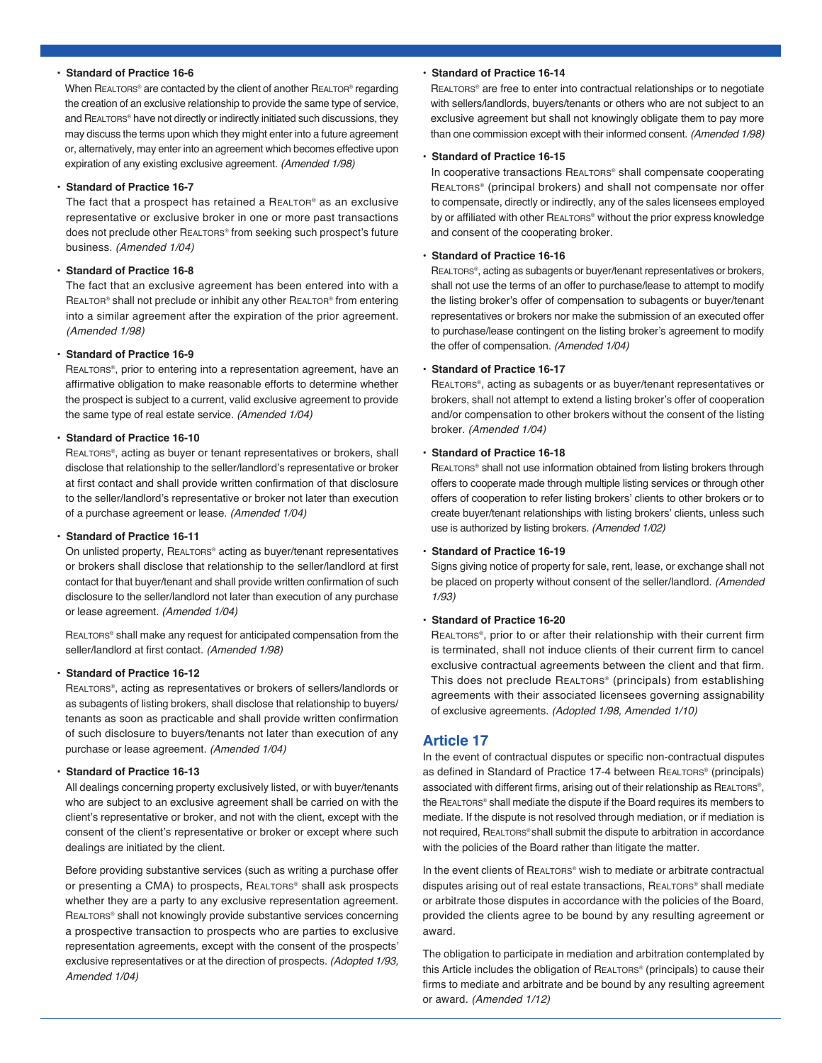- **Standard of Practice 16-6**

  When REALTORS® are contacted by the client of another REALTOR® regarding the creation of an exclusive relationship to provide the same type of service, and REALTORS® have not directly or indirectly initiated such discussions, they may discuss the terms upon which they might enter into a future agreement or, alternatively, may enter into an agreement which becomes effective upon expiration of any existing exclusive agreement. *(Amended 1/98)*

- **Standard of Practice 16-7**

  The fact that a prospect has retained a REALTOR® as an exclusive representative or exclusive broker in one or more past transactions does not preclude other REALTORS® from seeking such prospect's future business. *(Amended 1/04)*

- **Standard of Practice 16-8**

  The fact that an exclusive agreement has been entered into with a REALTOR® shall not preclude or inhibit any other REALTOR® from entering into a similar agreement after the expiration of the prior agreement. *(Amended 1/98)*

- **Standard of Practice 16-9**

  REALTORS®, prior to entering into a representation agreement, have an affirmative obligation to make reasonable efforts to determine whether the prospect is subject to a current, valid exclusive agreement to provide the same type of real estate service. *(Amended 1/04)*

- **Standard of Practice 16-10**

  REALTORS®, acting as buyer or tenant representatives or brokers, shall disclose that relationship to the seller/landlord's representative or broker at first contact and shall provide written confirmation of that disclosure to the seller/landlord's representative or broker not later than execution of a purchase agreement or lease. *(Amended 1/04)*

- **Standard of Practice 16-11**

  On unlisted property, REALTORS® acting as buyer/tenant representatives or brokers shall disclose that relationship to the seller/landlord at first contact for that buyer/tenant and shall provide written confirmation of such disclosure to the seller/landlord not later than execution of any purchase or lease agreement. *(Amended 1/04)*

  REALTORS® shall make any request for anticipated compensation from the seller/landlord at first contact. *(Amended 1/98)*

- **Standard of Practice 16-12**

  REALTORS®, acting as representatives or brokers of sellers/landlords or as subagents of listing brokers, shall disclose that relationship to buyers/tenants as soon as practicable and shall provide written confirmation of such disclosure to buyers/tenants not later than execution of any purchase or lease agreement. *(Amended 1/04)*

- **Standard of Practice 16-13**

  All dealings concerning property exclusively listed, or with buyer/tenants who are subject to an exclusive agreement shall be carried on with the client's representative or broker, and not with the client, except with the consent of the client's representative or broker or except where such dealings are initiated by the client.

  Before providing substantive services (such as writing a purchase offer or presenting a CMA) to prospects, REALTORS® shall ask prospects whether they are a party to any exclusive representation agreement. REALTORS® shall not knowingly provide substantive services concerning a prospective transaction to prospects who are parties to exclusive representation agreements, except with the consent of the prospects' exclusive representatives or at the direction of prospects. *(Adopted 1/93, Amended 1/04)*

- **Standard of Practice 16-14**

  REALTORS® are free to enter into contractual relationships or to negotiate with sellers/landlords, buyers/tenants or others who are not subject to an exclusive agreement but shall not knowingly obligate them to pay more than one commission except with their informed consent. *(Amended 1/98)*

- **Standard of Practice 16-15**

  In cooperative transactions REALTORS® shall compensate cooperating REALTORS® (principal brokers) and shall not compensate nor offer to compensate, directly or indirectly, any of the sales licensees employed by or affiliated with other REALTORS® without the prior express knowledge and consent of the cooperating broker.

- **Standard of Practice 16-16**

  REALTORS®, acting as subagents or buyer/tenant representatives or brokers, shall not use the terms of an offer to purchase/lease to attempt to modify the listing broker's offer of compensation to subagents or buyer/tenant representatives or brokers nor make the submission of an executed offer to purchase/lease contingent on the listing broker's agreement to modify the offer of compensation. *(Amended 1/04)*

- **Standard of Practice 16-17**

  REALTORS®, acting as subagents or as buyer/tenant representatives or brokers, shall not attempt to extend a listing broker's offer of cooperation and/or compensation to other brokers without the consent of the listing broker. *(Amended 1/04)*

- **Standard of Practice 16-18**

  REALTORS® shall not use information obtained from listing brokers through offers to cooperate made through multiple listing services or through other offers of cooperation to refer listing brokers' clients to other brokers or to create buyer/tenant relationships with listing brokers' clients, unless such use is authorized by listing brokers. *(Amended 1/02)*

- **Standard of Practice 16-19**

  Signs giving notice of property for sale, rent, lease, or exchange shall not be placed on property without consent of the seller/landlord. *(Amended 1/93)*

- **Standard of Practice 16-20**

  REALTORS®, prior to or after their relationship with their current firm is terminated, shall not induce clients of their current firm to cancel exclusive contractual agreements between the client and that firm. This does not preclude REALTORS® (principals) from establishing agreements with their associated licensees governing assignability of exclusive agreements. *(Adopted 1/98, Amended 1/10)*

## Article 17

In the event of contractual disputes or specific non-contractual disputes as defined in Standard of Practice 17-4 between REALTORS® (principals) associated with different firms, arising out of their relationship as REALTORS®, the REALTORS® shall mediate the dispute if the Board requires its members to mediate. If the dispute is not resolved through mediation, or if mediation is not required, REALTORS® shall submit the dispute to arbitration in accordance with the policies of the Board rather than litigate the matter.

In the event clients of REALTORS® wish to mediate or arbitrate contractual disputes arising out of real estate transactions, REALTORS® shall mediate or arbitrate those disputes in accordance with the policies of the Board, provided the clients agree to be bound by any resulting agreement or award.

The obligation to participate in mediation and arbitration contemplated by this Article includes the obligation of REALTORS® (principals) to cause their firms to mediate and arbitrate and be bound by any resulting agreement or award. *(Amended 1/12)*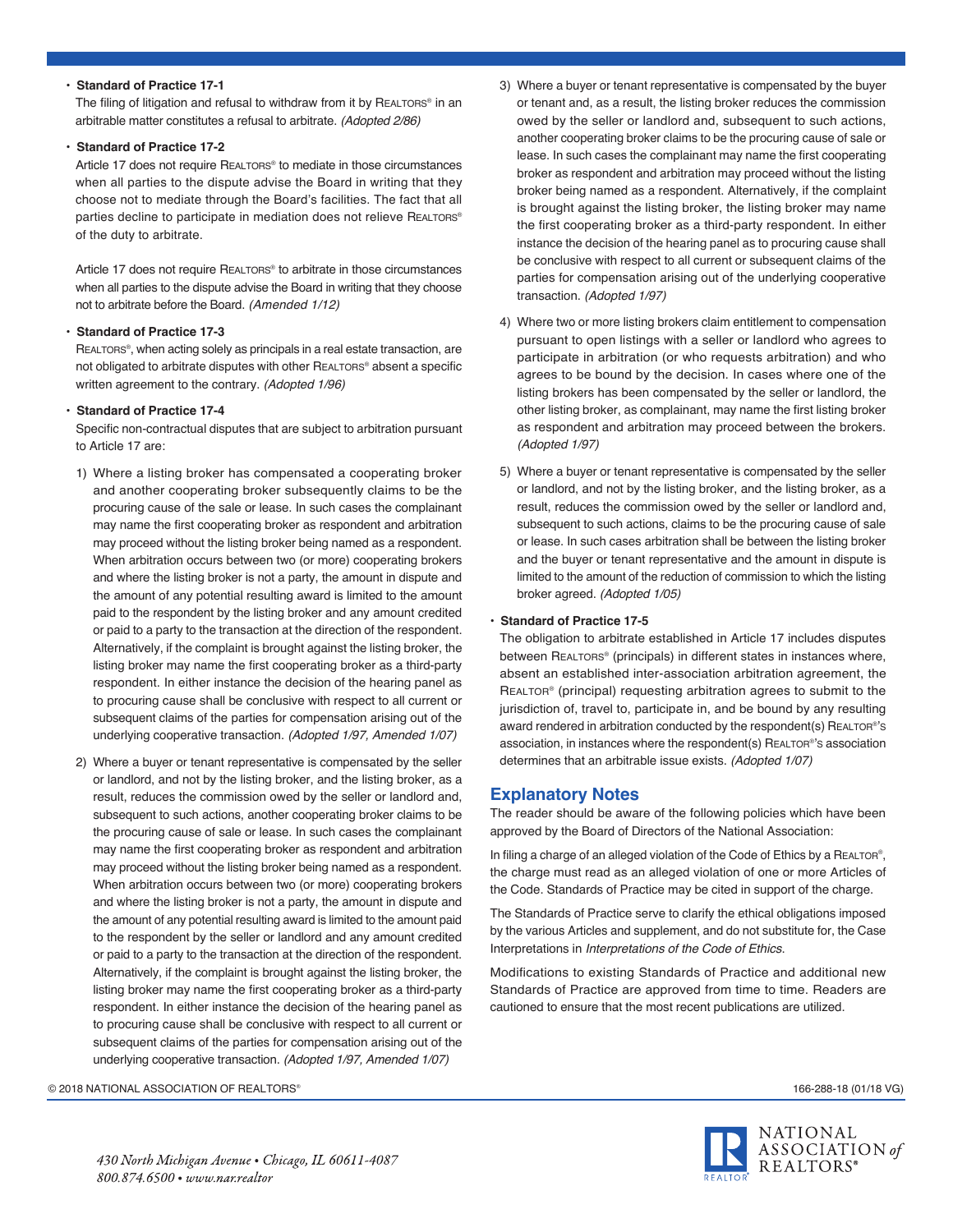- **Standard of Practice 17-1**

  The filing of litigation and refusal to withdraw from it by REALTORS® in an arbitrable matter constitutes a refusal to arbitrate. *(Adopted 2/86)*

- **Standard of Practice 17-2**

  Article 17 does not require REALTORS® to mediate in those circumstances when all parties to the dispute advise the Board in writing that they choose not to mediate through the Board's facilities. The fact that all parties decline to participate in mediation does not relieve REALTORS® of the duty to arbitrate.

  Article 17 does not require REALTORS® to arbitrate in those circumstances when all parties to the dispute advise the Board in writing that they choose not to arbitrate before the Board. *(Amended 1/12)*

- **Standard of Practice 17-3**

  REALTORS®, when acting solely as principals in a real estate transaction, are not obligated to arbitrate disputes with other REALTORS® absent a specific written agreement to the contrary. *(Adopted 1/96)*

- **Standard of Practice 17-4**

  Specific non-contractual disputes that are subject to arbitration pursuant to Article 17 are:

  1) Where a listing broker has compensated a cooperating broker and another cooperating broker subsequently claims to be the procuring cause of the sale or lease. In such cases the complainant may name the first cooperating broker as respondent and arbitration may proceed without the listing broker being named as a respondent. When arbitration occurs between two (or more) cooperating brokers and where the listing broker is not a party, the amount in dispute and the amount of any potential resulting award is limited to the amount paid to the respondent by the listing broker and any amount credited or paid to a party to the transaction at the direction of the respondent. Alternatively, if the complaint is brought against the listing broker, the listing broker may name the first cooperating broker as a third-party respondent. In either instance the decision of the hearing panel as to procuring cause shall be conclusive with respect to all current or subsequent claims of the parties for compensation arising out of the underlying cooperative transaction. *(Adopted 1/97, Amended 1/07)*

  2) Where a buyer or tenant representative is compensated by the seller or landlord, and not by the listing broker, and the listing broker, as a result, reduces the commission owed by the seller or landlord and, subsequent to such actions, another cooperating broker claims to be the procuring cause of sale or lease. In such cases the complainant may name the first cooperating broker as respondent and arbitration may proceed without the listing broker being named as a respondent. When arbitration occurs between two (or more) cooperating brokers and where the listing broker is not a party, the amount in dispute and the amount of any potential resulting award is limited to the amount paid to the respondent by the seller or landlord and any amount credited or paid to a party to the transaction at the direction of the respondent. Alternatively, if the complaint is brought against the listing broker, the listing broker may name the first cooperating broker as a third-party respondent. In either instance the decision of the hearing panel as to procuring cause shall be conclusive with respect to all current or subsequent claims of the parties for compensation arising out of the underlying cooperative transaction. *(Adopted 1/97, Amended 1/07)*

  3) Where a buyer or tenant representative is compensated by the buyer or tenant and, as a result, the listing broker reduces the commission owed by the seller or landlord and, subsequent to such actions, another cooperating broker claims to be the procuring cause of sale or lease. In such cases the complainant may name the first cooperating broker as respondent and arbitration may proceed without the listing broker being named as a respondent. Alternatively, if the complaint is brought against the listing broker, the listing broker may name the first cooperating broker as a third-party respondent. In either instance the decision of the hearing panel as to procuring cause shall be conclusive with respect to all current or subsequent claims of the parties for compensation arising out of the underlying cooperative transaction. *(Adopted 1/97)*

  4) Where two or more listing brokers claim entitlement to compensation pursuant to open listings with a seller or landlord who agrees to participate in arbitration (or who requests arbitration) and who agrees to be bound by the decision. In cases where one of the listing brokers has been compensated by the seller or landlord, the other listing broker, as complainant, may name the first listing broker as respondent and arbitration may proceed between the brokers. *(Adopted 1/97)*

  5) Where a buyer or tenant representative is compensated by the seller or landlord, and not by the listing broker, and the listing broker, as a result, reduces the commission owed by the seller or landlord and, subsequent to such actions, claims to be the procuring cause of sale or lease. In such cases arbitration shall be between the listing broker and the buyer or tenant representative and the amount in dispute is limited to the amount of the reduction of commission to which the listing broker agreed. *(Adopted 1/05)*

- **Standard of Practice 17-5**

  The obligation to arbitrate established in Article 17 includes disputes between REALTORS® (principals) in different states in instances where, absent an established inter-association arbitration agreement, the REALTOR® (principal) requesting arbitration agrees to submit to the jurisdiction of, travel to, participate in, and be bound by any resulting award rendered in arbitration conducted by the respondent(s) REALTOR®'s association, in instances where the respondent(s) REALTOR®'s association determines that an arbitrable issue exists. *(Adopted 1/07)*

## Explanatory Notes

The reader should be aware of the following policies which have been approved by the Board of Directors of the National Association:

In filing a charge of an alleged violation of the Code of Ethics by a REALTOR®, the charge must read as an alleged violation of one or more Articles of the Code. Standards of Practice may be cited in support of the charge.

The Standards of Practice serve to clarify the ethical obligations imposed by the various Articles and supplement, and do not substitute for, the Case Interpretations in *Interpretations of the Code of Ethics*.

Modifications to existing Standards of Practice and additional new Standards of Practice are approved from time to time. Readers are cautioned to ensure that the most recent publications are utilized.

© 2018 NATIONAL ASSOCIATION OF REALTORS®

166-288-18 (01/18 VG)

*430 North Michigan Avenue • Chicago, IL 60611-4087*
*800.874.6500 • www.nar.realtor*

NATIONAL ASSOCIATION *of* REALTORS®